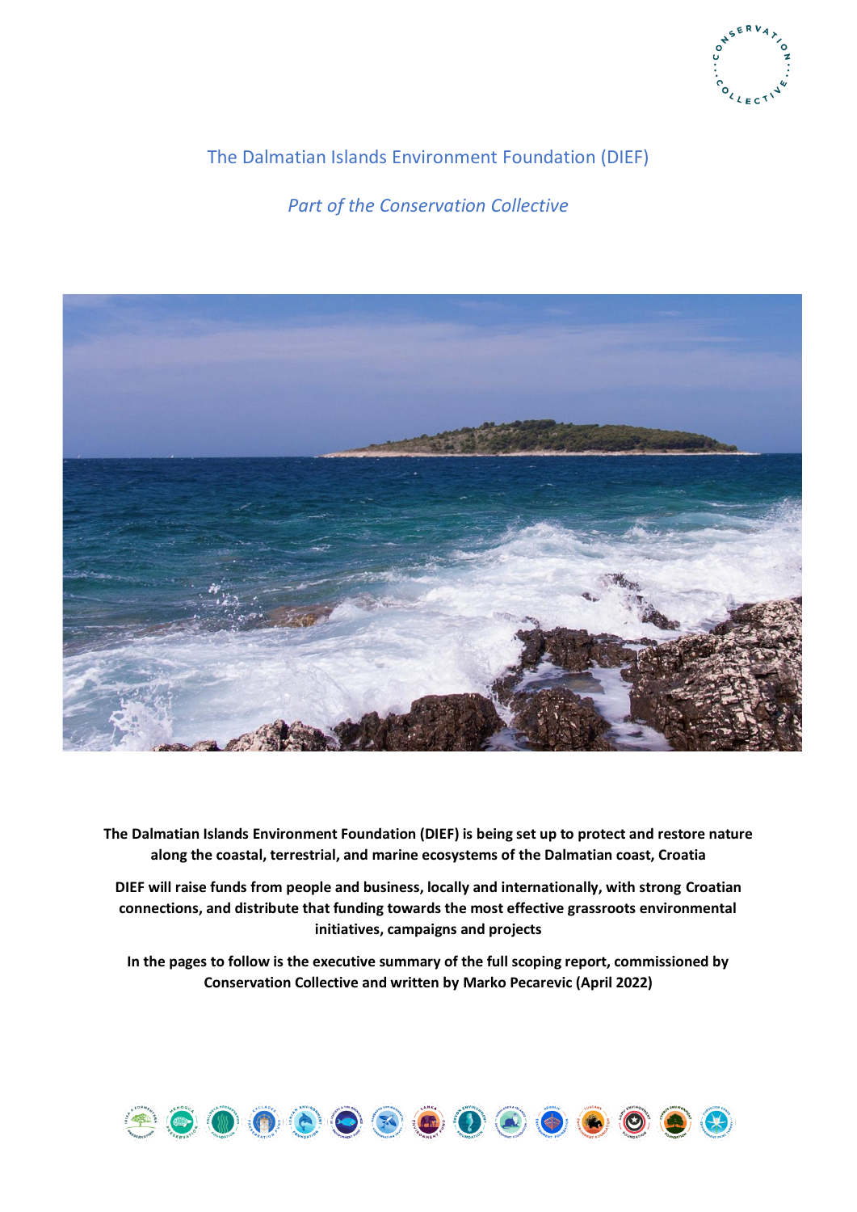# The Dalmatian Islands Environment Foundation (DIEF)

*Part of the Conservation Collective*

**The Dalmatian Islands Environment Foundation (DIEF) is being set up to protect and restore nature along the coastal, terrestrial, and marine ecosystems of the Dalmatian coast, Croatia**

**DIEF will raise funds from people and business, locally and internationally, with strong Croatian connections, and distribute that funding towards the most effective grassroots environmental initiatives, campaigns and projects**

**In the pages to follow is the executive summary of the full scoping report, commissioned by Conservation Collective and written by Marko Pecarevic (April 2022)**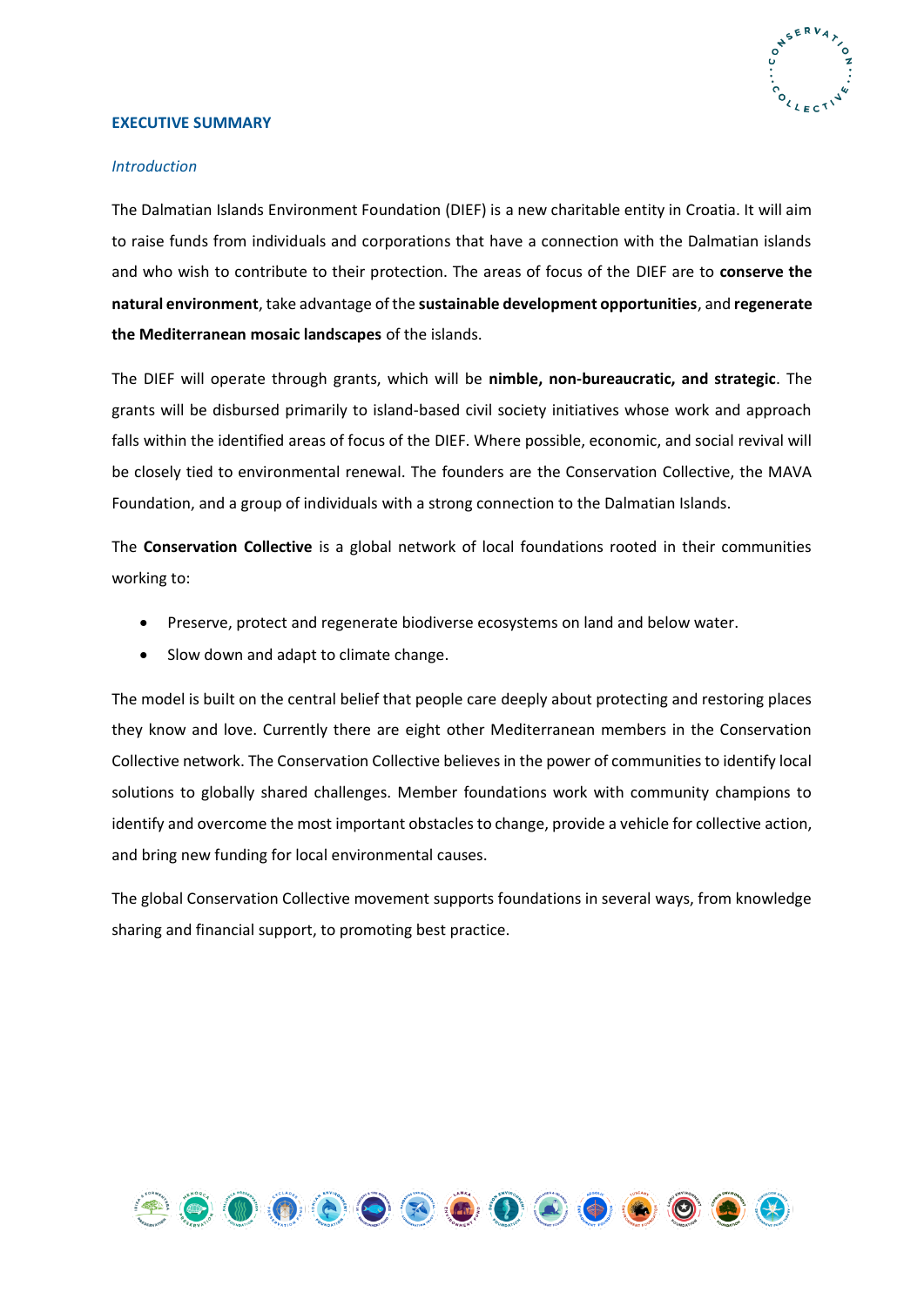## EXECUTIVE SUMMARY

### *Introduction*

The Dalmatian Islands Environment Foundation (DIEF) is a new charitable entity in Croatia. It will aim to raise funds from individuals and corporations that have a connection with the Dalmatian islands and who wish to contribute to their protection. The areas of focus of the DIEF are to **conserve the natural environment**, take advantage of the **sustainable development opportunities**, and **regenerate the Mediterranean mosaic landscapes** of the islands.

The DIEF will operate through grants, which will be **nimble, non-bureaucratic, and strategic**. The grants will be disbursed primarily to island-based civil society initiatives whose work and approach falls within the identified areas of focus of the DIEF. Where possible, economic, and social revival will be closely tied to environmental renewal. The founders are the Conservation Collective, the MAVA Foundation, and a group of individuals with a strong connection to the Dalmatian Islands.

The **Conservation Collective** is a global network of local foundations rooted in their communities working to:

- Preserve, protect and regenerate biodiverse ecosystems on land and below water.
- Slow down and adapt to climate change.

The model is built on the central belief that people care deeply about protecting and restoring places they know and love. Currently there are eight other Mediterranean members in the Conservation Collective network. The Conservation Collective believes in the power of communities to identify local solutions to globally shared challenges. Member foundations work with community champions to identify and overcome the most important obstacles to change, provide a vehicle for collective action, and bring new funding for local environmental causes.

The global Conservation Collective movement supports foundations in several ways, from knowledge sharing and financial support, to promoting best practice.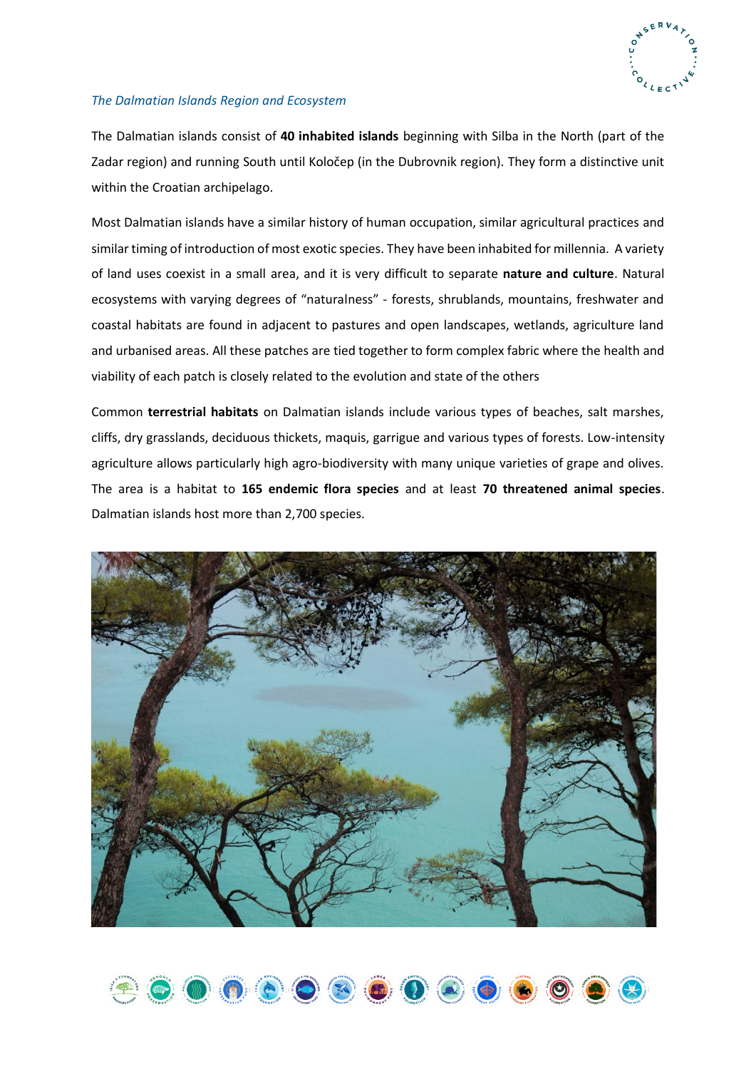*The Dalmatian Islands Region and Ecosystem*

The Dalmatian islands consist of **40 inhabited islands** beginning with Silba in the North (part of the Zadar region) and running South until Koločep (in the Dubrovnik region). They form a distinctive unit within the Croatian archipelago.

Most Dalmatian islands have a similar history of human occupation, similar agricultural practices and similar timing of introduction of most exotic species. They have been inhabited for millennia. A variety of land uses coexist in a small area, and it is very difficult to separate **nature and culture**. Natural ecosystems with varying degrees of "naturalness" - forests, shrublands, mountains, freshwater and coastal habitats are found in adjacent to pastures and open landscapes, wetlands, agriculture land and urbanised areas. All these patches are tied together to form complex fabric where the health and viability of each patch is closely related to the evolution and state of the others

Common **terrestrial habitats** on Dalmatian islands include various types of beaches, salt marshes, cliffs, dry grasslands, deciduous thickets, maquis, garrigue and various types of forests. Low-intensity agriculture allows particularly high agro-biodiversity with many unique varieties of grape and olives. The area is a habitat to **165 endemic flora species** and at least **70 threatened animal species**. Dalmatian islands host more than 2,700 species.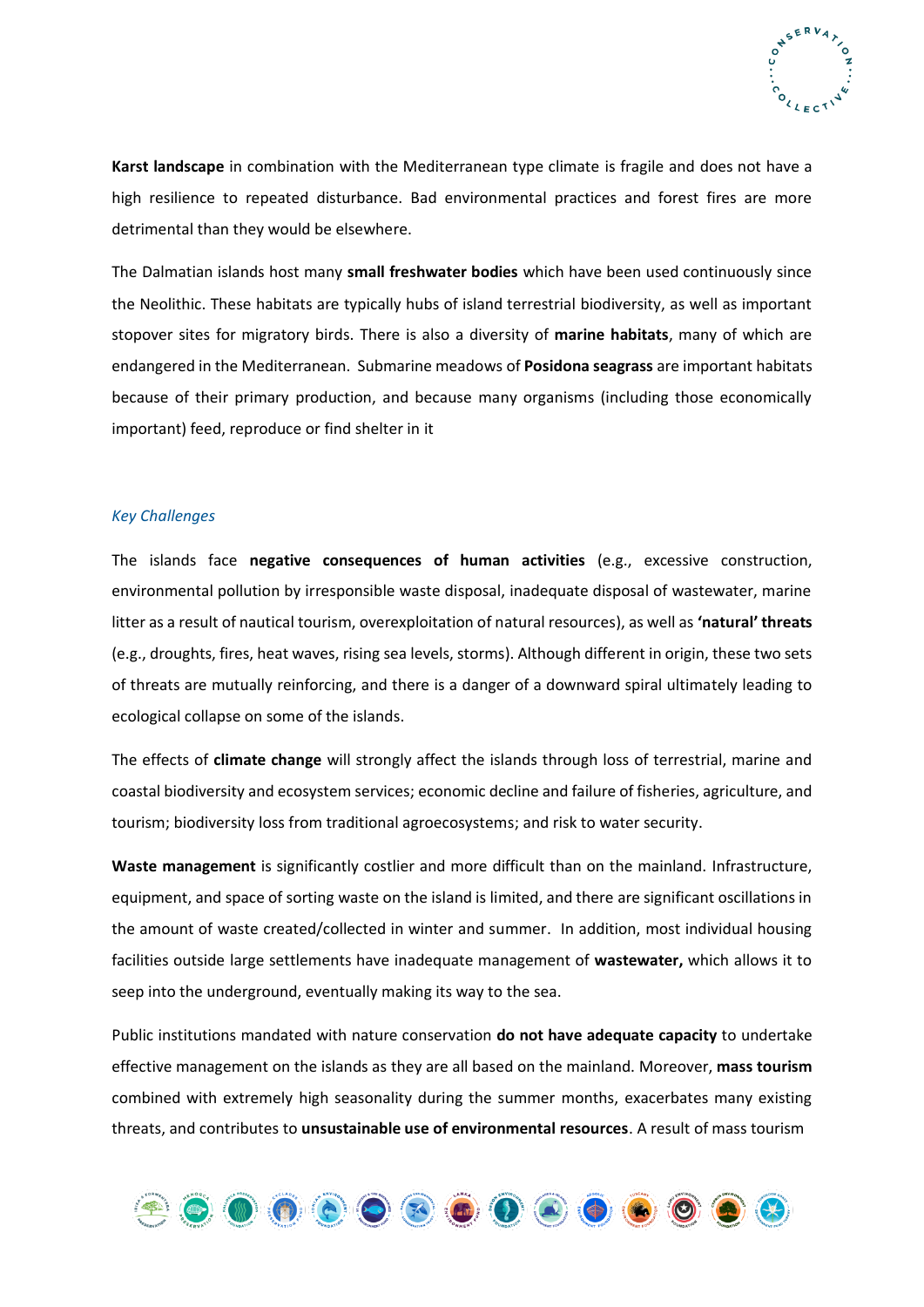**Karst landscape** in combination with the Mediterranean type climate is fragile and does not have a high resilience to repeated disturbance. Bad environmental practices and forest fires are more detrimental than they would be elsewhere.

The Dalmatian islands host many **small freshwater bodies** which have been used continuously since the Neolithic. These habitats are typically hubs of island terrestrial biodiversity, as well as important stopover sites for migratory birds. There is also a diversity of **marine habitats**, many of which are endangered in the Mediterranean. Submarine meadows of **Posidona seagrass** are important habitats because of their primary production, and because many organisms (including those economically important) feed, reproduce or find shelter in it

### *Key Challenges*

The islands face **negative consequences of human activities** (e.g., excessive construction, environmental pollution by irresponsible waste disposal, inadequate disposal of wastewater, marine litter as a result of nautical tourism, overexploitation of natural resources), as well as **'natural' threats** (e.g., droughts, fires, heat waves, rising sea levels, storms). Although different in origin, these two sets of threats are mutually reinforcing, and there is a danger of a downward spiral ultimately leading to ecological collapse on some of the islands.

The effects of **climate change** will strongly affect the islands through loss of terrestrial, marine and coastal biodiversity and ecosystem services; economic decline and failure of fisheries, agriculture, and tourism; biodiversity loss from traditional agroecosystems; and risk to water security.

**Waste management** is significantly costlier and more difficult than on the mainland. Infrastructure, equipment, and space of sorting waste on the island is limited, and there are significant oscillations in the amount of waste created/collected in winter and summer. In addition, most individual housing facilities outside large settlements have inadequate management of **wastewater,** which allows it to seep into the underground, eventually making its way to the sea.

Public institutions mandated with nature conservation **do not have adequate capacity** to undertake effective management on the islands as they are all based on the mainland. Moreover, **mass tourism** combined with extremely high seasonality during the summer months, exacerbates many existing threats, and contributes to **unsustainable use of environmental resources**. A result of mass tourism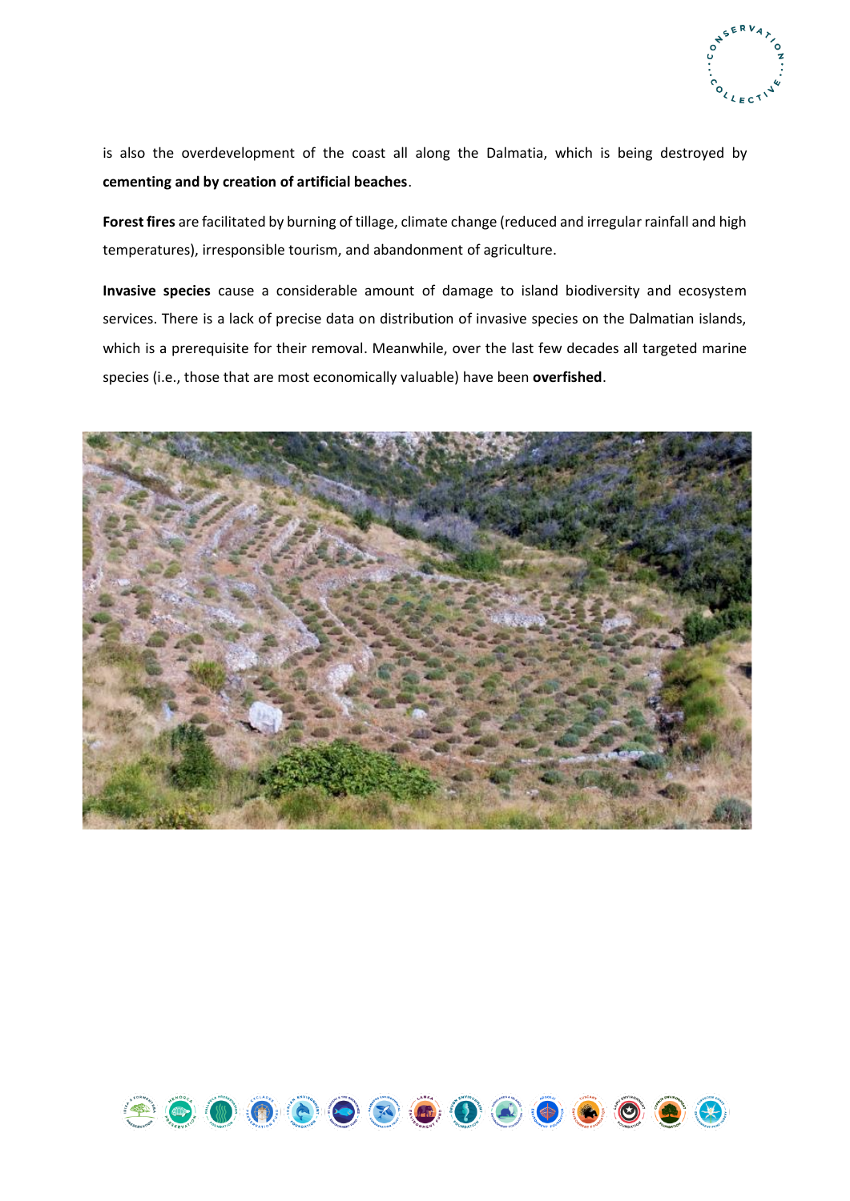is also the overdevelopment of the coast all along the Dalmatia, which is being destroyed by **cementing and by creation of artificial beaches**.

**Forest fires** are facilitated by burning of tillage, climate change (reduced and irregular rainfall and high temperatures), irresponsible tourism, and abandonment of agriculture.

**Invasive species** cause a considerable amount of damage to island biodiversity and ecosystem services. There is a lack of precise data on distribution of invasive species on the Dalmatian islands, which is a prerequisite for their removal. Meanwhile, over the last few decades all targeted marine species (i.e., those that are most economically valuable) have been **overfished**.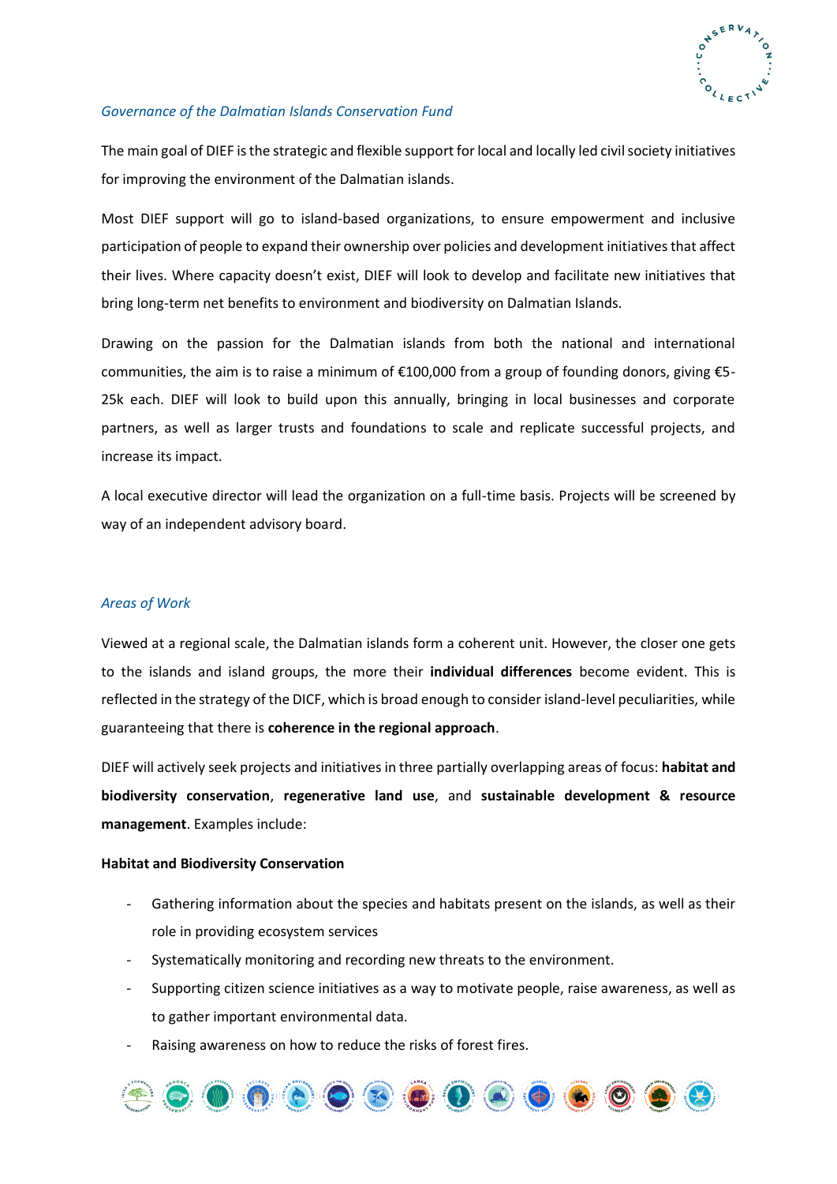*Governance of the Dalmatian Islands Conservation Fund*

The main goal of DIEF is the strategic and flexible support for local and locally led civil society initiatives for improving the environment of the Dalmatian islands.

Most DIEF support will go to island-based organizations, to ensure empowerment and inclusive participation of people to expand their ownership over policies and development initiatives that affect their lives. Where capacity doesn't exist, DIEF will look to develop and facilitate new initiatives that bring long-term net benefits to environment and biodiversity on Dalmatian Islands.

Drawing on the passion for the Dalmatian islands from both the national and international communities, the aim is to raise a minimum of €100,000 from a group of founding donors, giving €5-25k each. DIEF will look to build upon this annually, bringing in local businesses and corporate partners, as well as larger trusts and foundations to scale and replicate successful projects, and increase its impact.

A local executive director will lead the organization on a full-time basis. Projects will be screened by way of an independent advisory board.

*Areas of Work*

Viewed at a regional scale, the Dalmatian islands form a coherent unit. However, the closer one gets to the islands and island groups, the more their **individual differences** become evident. This is reflected in the strategy of the DICF, which is broad enough to consider island-level peculiarities, while guaranteeing that there is **coherence in the regional approach**.

DIEF will actively seek projects and initiatives in three partially overlapping areas of focus: **habitat and biodiversity conservation**, **regenerative land use**, and **sustainable development & resource management**. Examples include:

**Habitat and Biodiversity Conservation**

- Gathering information about the species and habitats present on the islands, as well as their role in providing ecosystem services
- Systematically monitoring and recording new threats to the environment.
- Supporting citizen science initiatives as a way to motivate people, raise awareness, as well as to gather important environmental data.
- Raising awareness on how to reduce the risks of forest fires.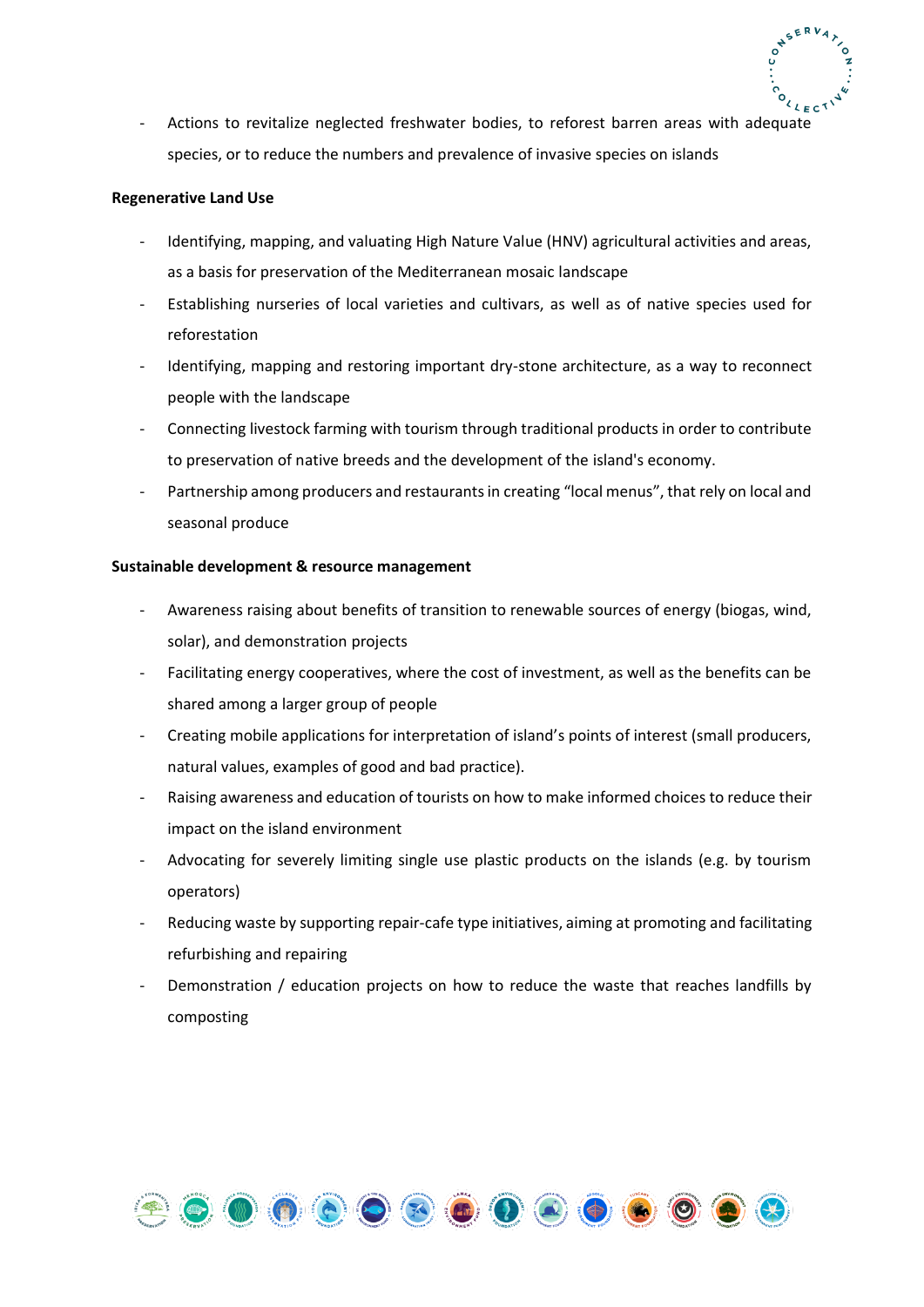- Actions to revitalize neglected freshwater bodies, to reforest barren areas with adequate species, or to reduce the numbers and prevalence of invasive species on islands

**Regenerative Land Use**

- Identifying, mapping, and valuating High Nature Value (HNV) agricultural activities and areas, as a basis for preservation of the Mediterranean mosaic landscape
- Establishing nurseries of local varieties and cultivars, as well as of native species used for reforestation
- Identifying, mapping and restoring important dry-stone architecture, as a way to reconnect people with the landscape
- Connecting livestock farming with tourism through traditional products in order to contribute to preservation of native breeds and the development of the island's economy.
- Partnership among producers and restaurants in creating "local menus", that rely on local and seasonal produce

**Sustainable development & resource management**

- Awareness raising about benefits of transition to renewable sources of energy (biogas, wind, solar), and demonstration projects
- Facilitating energy cooperatives, where the cost of investment, as well as the benefits can be shared among a larger group of people
- Creating mobile applications for interpretation of island's points of interest (small producers, natural values, examples of good and bad practice).
- Raising awareness and education of tourists on how to make informed choices to reduce their impact on the island environment
- Advocating for severely limiting single use plastic products on the islands (e.g. by tourism operators)
- Reducing waste by supporting repair-cafe type initiatives, aiming at promoting and facilitating refurbishing and repairing
- Demonstration / education projects on how to reduce the waste that reaches landfills by composting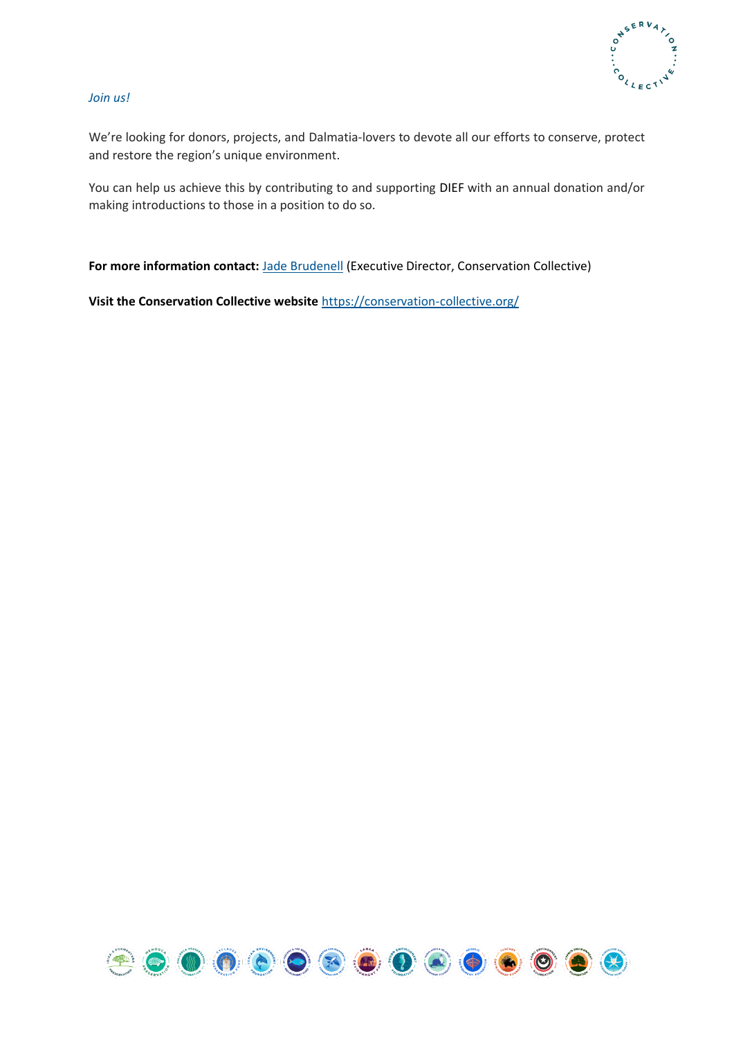*Join us!*

We're looking for donors, projects, and Dalmatia-lovers to devote all our efforts to conserve, protect and restore the region's unique environment.

You can help us achieve this by contributing to and supporting DIEF with an annual donation and/or making introductions to those in a position to do so.

**For more information contact:** Jade Brudenell (Executive Director, Conservation Collective)

**Visit the Conservation Collective website** https://conservation-collective.org/